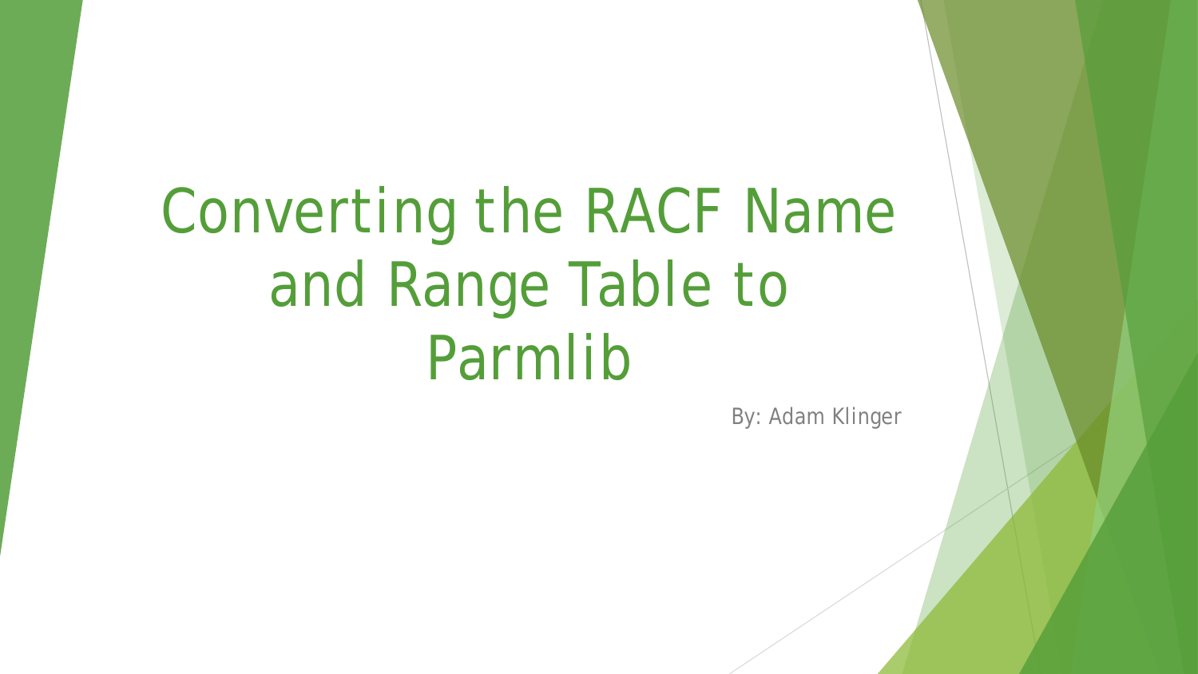# Converting the RACF Name and Range Table to Parmlib

By: Adam Klinger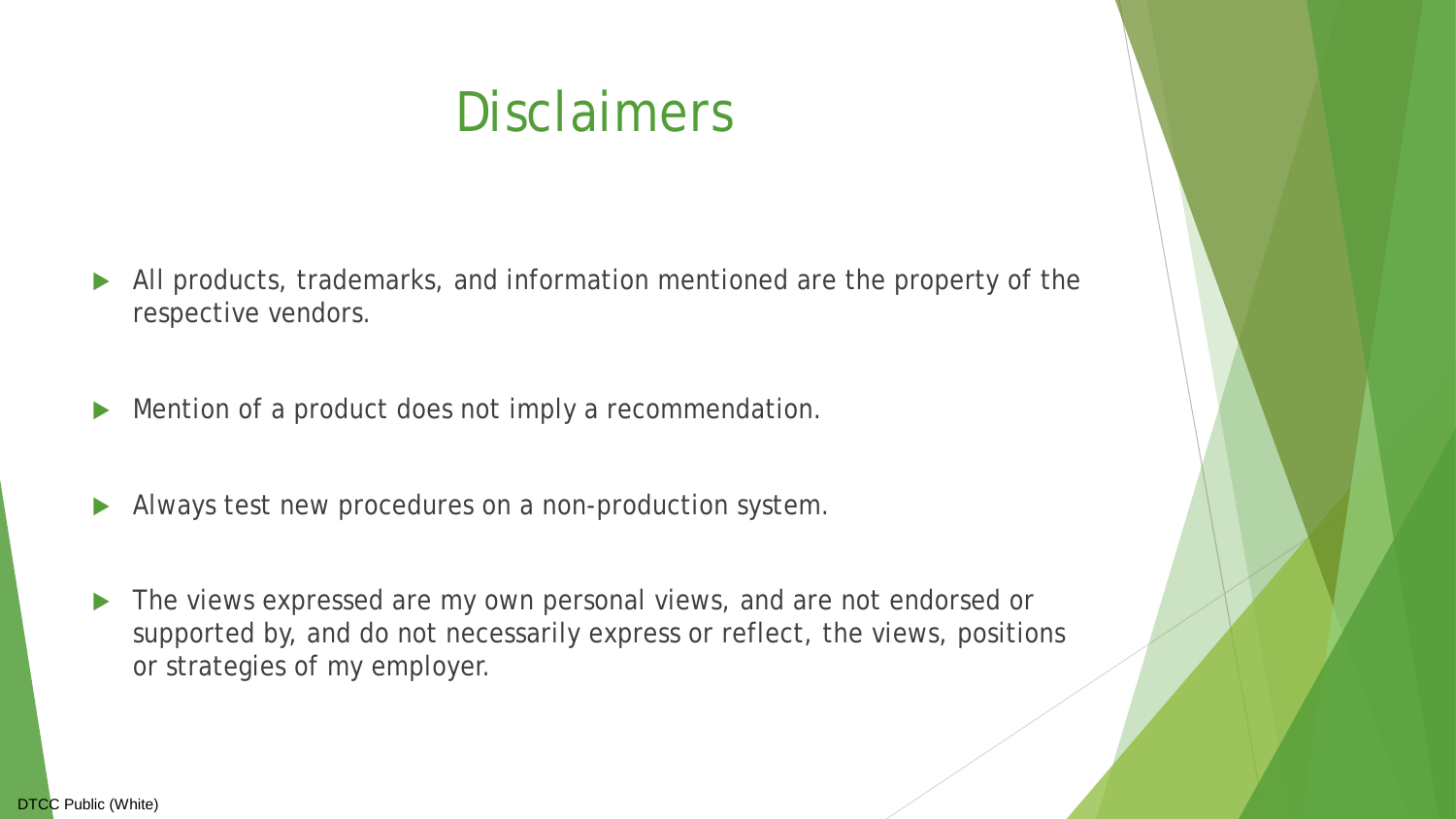# Disclaimers

- All products, trademarks, and information mentioned are the property of the respective vendors.
- Mention of a product does not imply a recommendation.
- Always test new procedures on a non-production system.
- The views expressed are my own personal views, and are not endorsed or supported by, and do not necessarily express or reflect, the views, positions or strategies of my employer.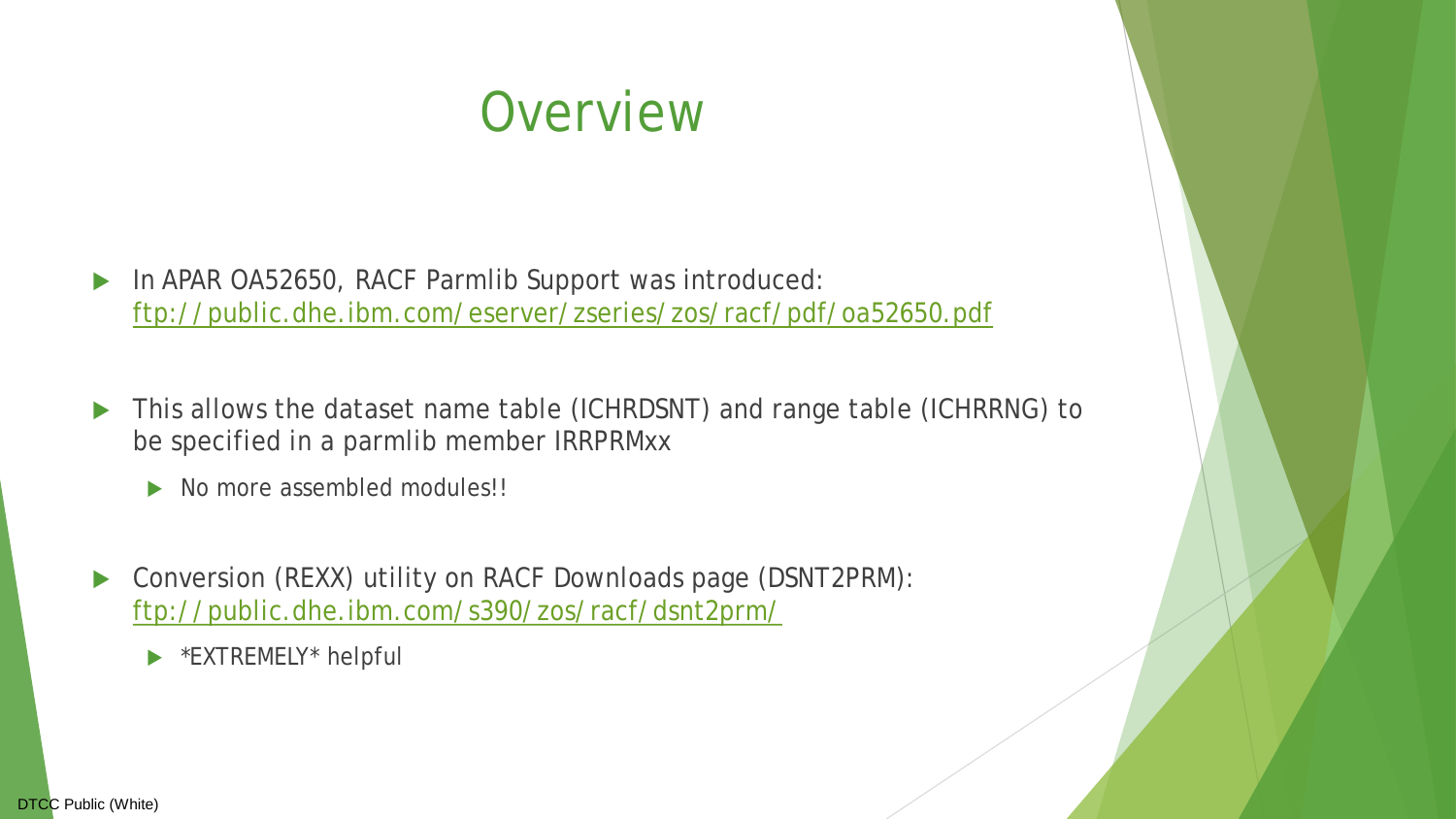# Overview

- In APAR OA52650, RACF Parmlib Support was introduced: [ftp://public.dhe.ibm.com/eserver/zseries/zos/racf/pdf/oa52650.pdf](ftp://public.dhe.ibm.com/eserver/zseries/zos/racf/pdf/oa52650.pdf)
- This allows the dataset name table (ICHRDSNT) and range table (ICHRRNG) to be specified in a parmlib member IRRPRMxx
  - No more assembled modules!!
- Conversion (REXX) utility on RACF Downloads page (DSNT2PRM): [ftp://public.dhe.ibm.com/s390/zos/racf/dsnt2prm/](ftp://public.dhe.ibm.com/s390/zos/racf/dsnt2prm/)
  - *EXTREMELY* helpful

DTCC Public (White)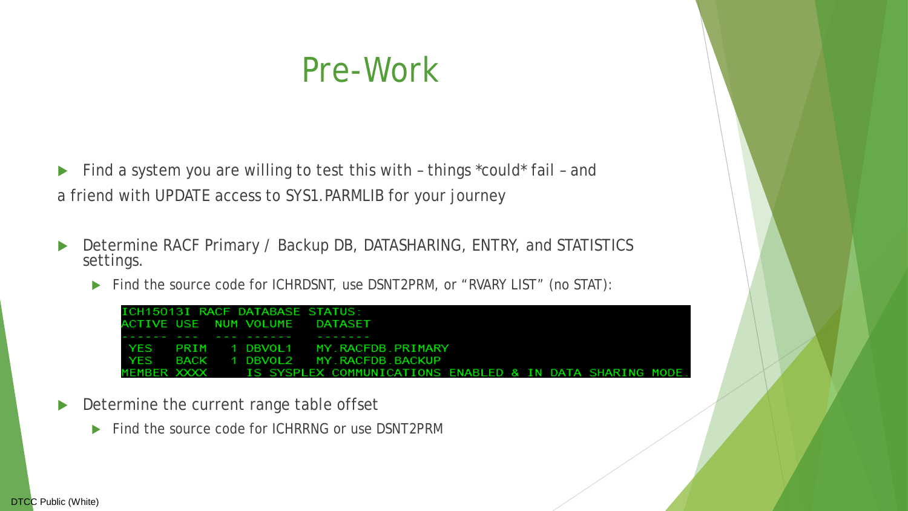# Pre-Work

- Find a system you are willing to test this with – things *could* fail – and a friend with UPDATE access to SYS1.PARMLIB for your journey

- Determine RACF Primary / Backup DB, DATASHARING, ENTRY, and STATISTICS settings.
  - Find the source code for ICHRDSNT, use DSNT2PRM, or "RVARY LIST" (no STAT):

```
ICH15013I RACF DATABASE STATUS:
ACTIVE USE  NUM VOLUME   DATASET
------ ---  --- ------   -------
 YES   PRIM   1 DBVOL1   MY.RACFDB.PRIMARY
 YES   BACK   1 DBVOL2   MY.RACFDB.BACKUP
MEMBER XXXX     IS SYSPLEX COMMUNICATIONS ENABLED & IN DATA SHARING MODE.
```

- Determine the current range table offset
  - Find the source code for ICHRRNG or use DSNT2PRM

DTCC Public (White)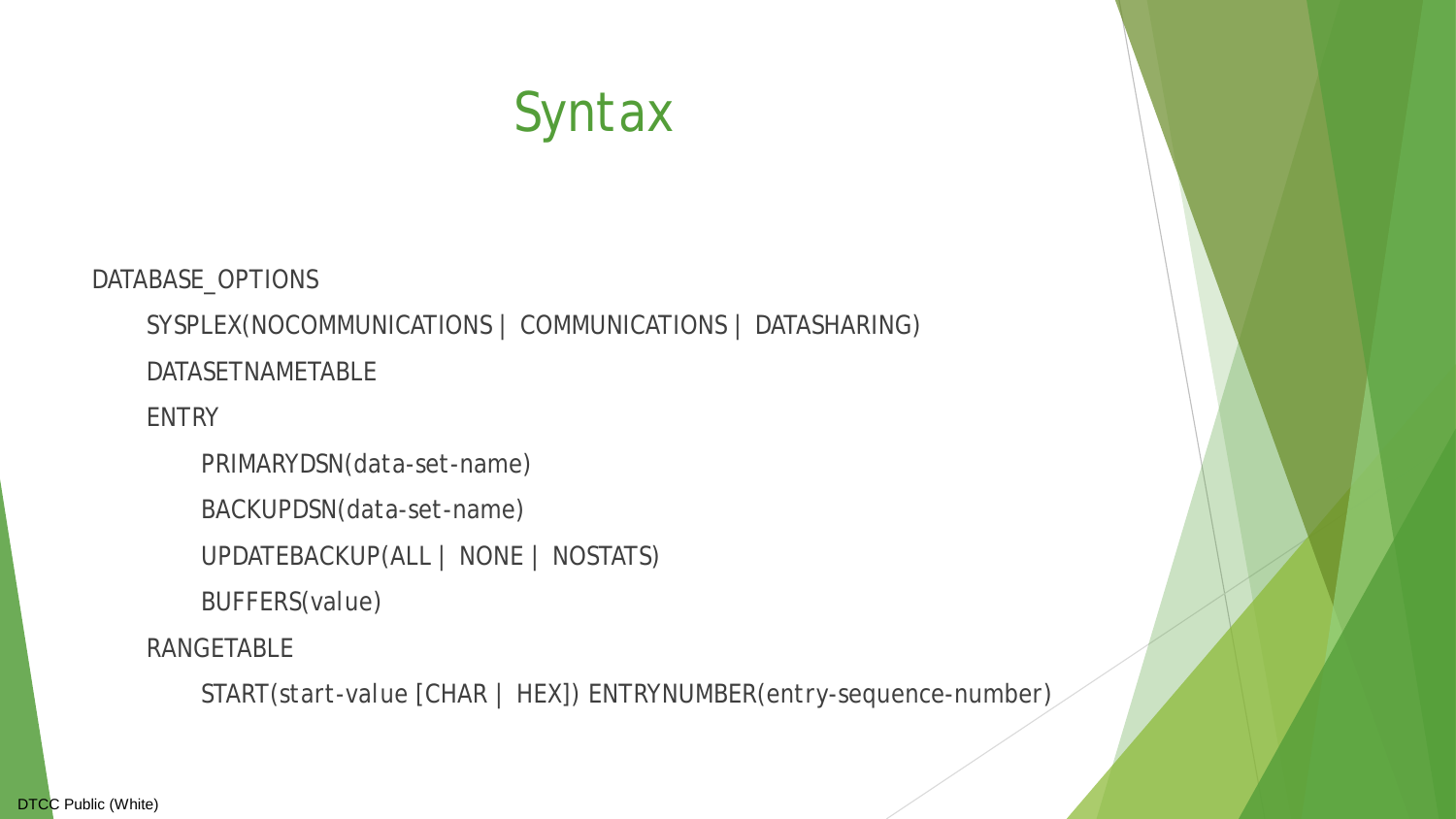# Syntax

```
DATABASE_OPTIONS
    SYSPLEX(NOCOMMUNICATIONS | COMMUNICATIONS | DATASHARING)
    DATASETNAMETABLE
    ENTRY
        PRIMARYDSN(data-set-name)
        BACKUPDSN(data-set-name)
        UPDATEBACKUP(ALL | NONE | NOSTATS)
        BUFFERS(value)
    RANGETABLE
        START(start-value [CHAR | HEX]) ENTRYNUMBER(entry-sequence-number)
```

DTCC Public (White)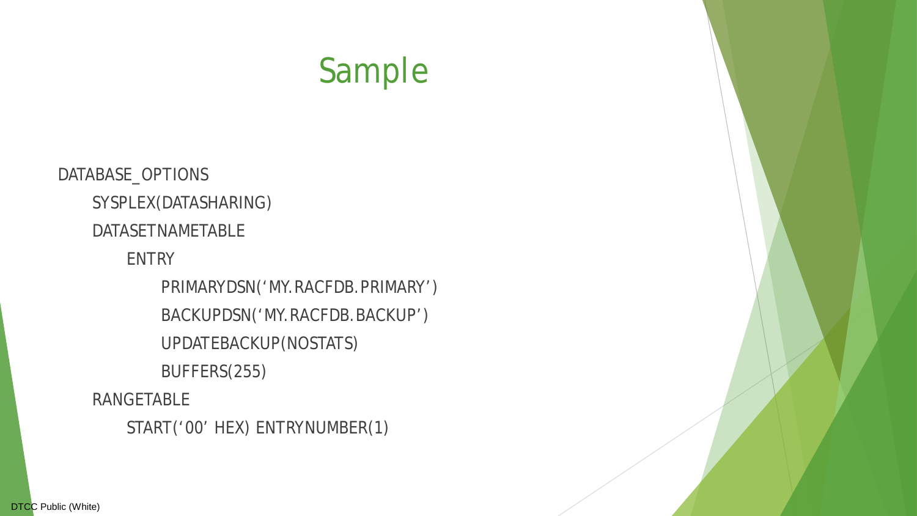# Sample

```
DATABASE_OPTIONS
    SYSPLEX(DATASHARING)
    DATASETNAMETABLE
        ENTRY
            PRIMARYDSN(‘MY.RACFDB.PRIMARY’)
            BACKUPDSN(‘MY.RACFDB.BACKUP’)
            UPDATEBACKUP(NOSTATS)
            BUFFERS(255)
    RANGETABLE
        START(‘00’ HEX) ENTRYNUMBER(1)
```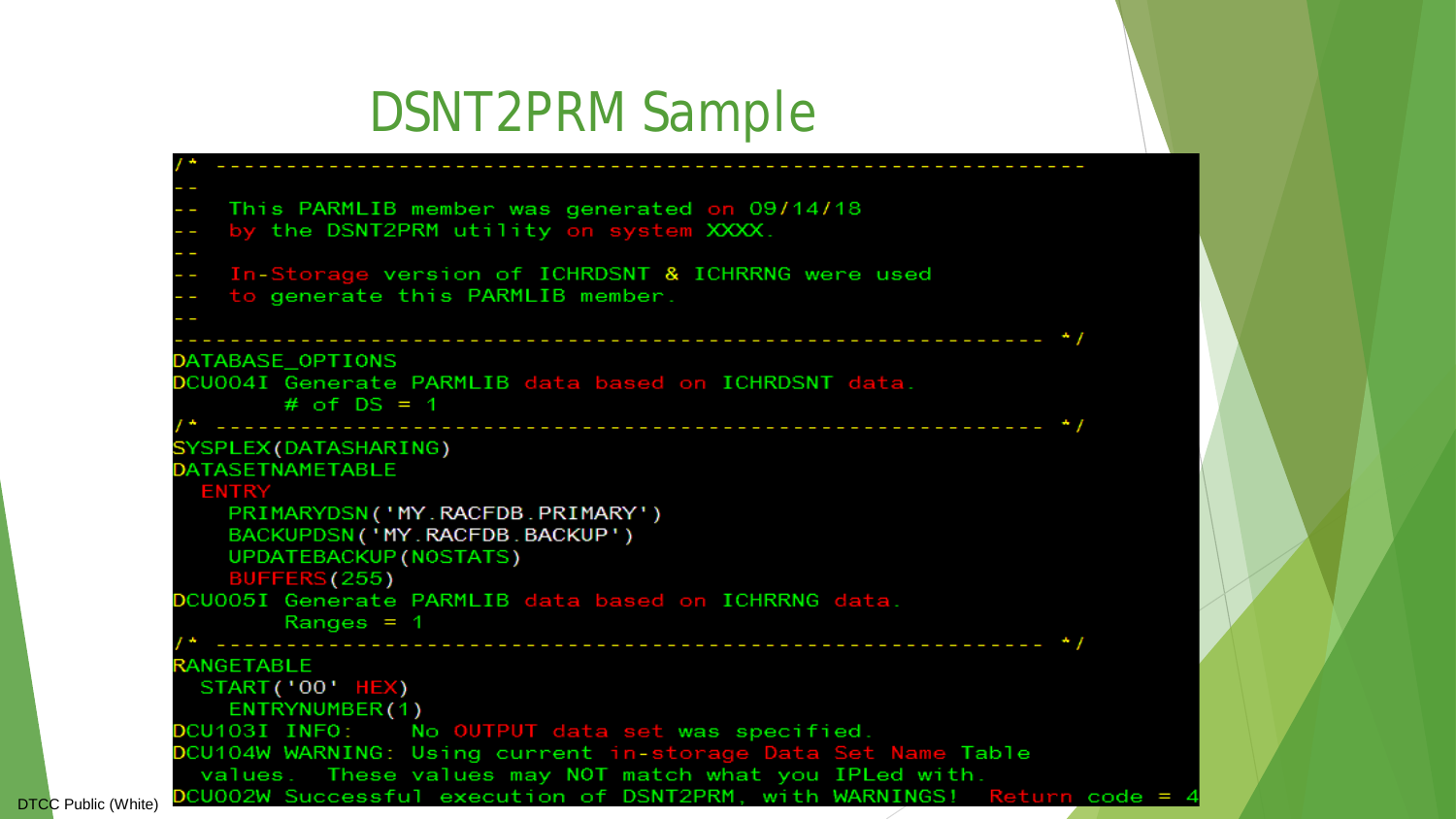# DSNT2PRM Sample

```
/* -----------------------------------------------------------
--
--  This PARMLIB member was generated on 09/14/18
--  by the DSNT2PRM utility on system XXXX.
--
--  In-Storage version of ICHRDSNT & ICHRRNG were used
--  to generate this PARMLIB member.
--
----------------------------------------------------------- */
DATABASE_OPTIONS
DCU004I Generate PARMLIB data based on ICHRDSNT data.
        # of DS = 1
/* -------------------------------------------------------- */
SYSPLEX(DATASHARING)
DATASETNAMETABLE
  ENTRY
    PRIMARYDSN('MY.RACFDB.PRIMARY')
    BACKUPDSN('MY.RACFDB.BACKUP')
    UPDATEBACKUP(NOSTATS)
    BUFFERS(255)
DCU005I Generate PARMLIB data based on ICHRRNG data.
        Ranges = 1
/* -------------------------------------------------------- */
RANGETABLE
  START('00' HEX)
    ENTRYNUMBER(1)
DCU103I INFO:    No OUTPUT data set was specified.
DCU104W WARNING: Using current in-storage Data Set Name Table
  values.  These values may NOT match what you IPLed with.
DCU002W Successful execution of DSNT2PRM, with WARNINGS!  Return code = 4
```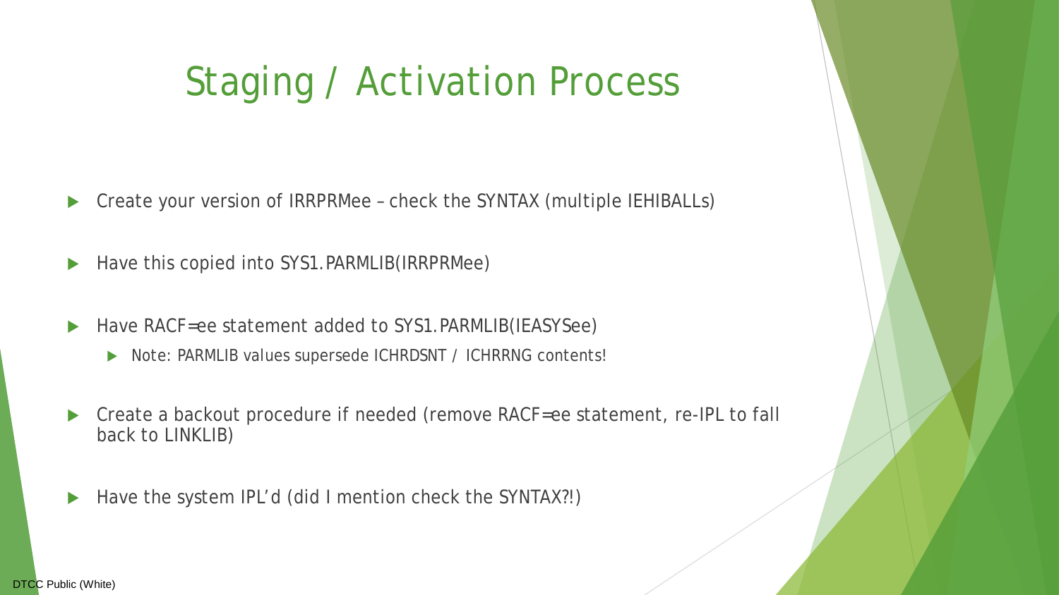# Staging / Activation Process

- Create your version of IRRPRMee – check the SYNTAX (multiple IEHIBALLs)
- Have this copied into SYS1.PARMLIB(IRRPRMee)
- Have RACF=ee statement added to SYS1.PARMLIB(IEASYSee)
  - Note: PARMLIB values supersede ICHRDSNT / ICHRRNG contents!
- Create a backout procedure if needed (remove RACF=ee statement, re-IPL to fall back to LINKLIB)
- Have the system IPL'd (did I mention check the SYNTAX?!)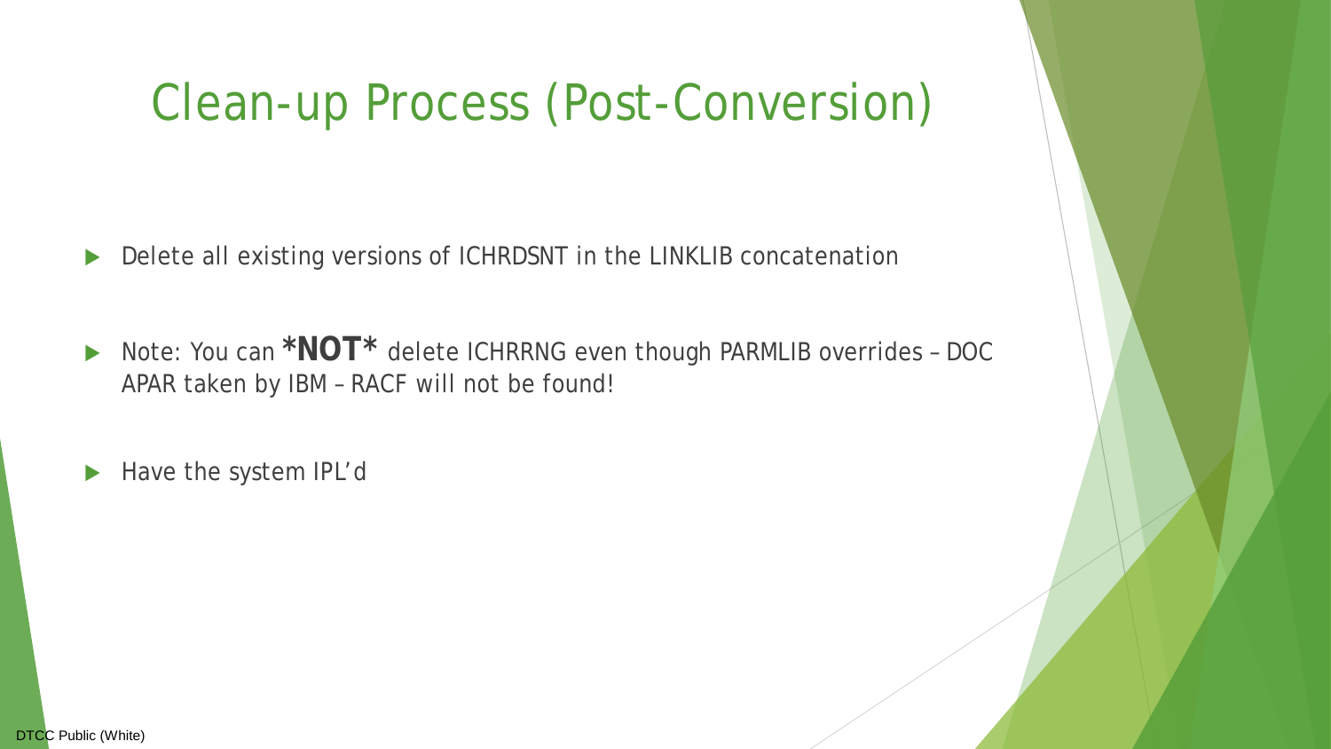# Clean-up Process (Post-Conversion)

- Delete all existing versions of ICHRDSNT in the LINKLIB concatenation
- Note: You can ***NOT*** delete ICHRRNG even though PARMLIB overrides – DOC APAR taken by IBM – RACF will not be found!
- Have the system IPL'd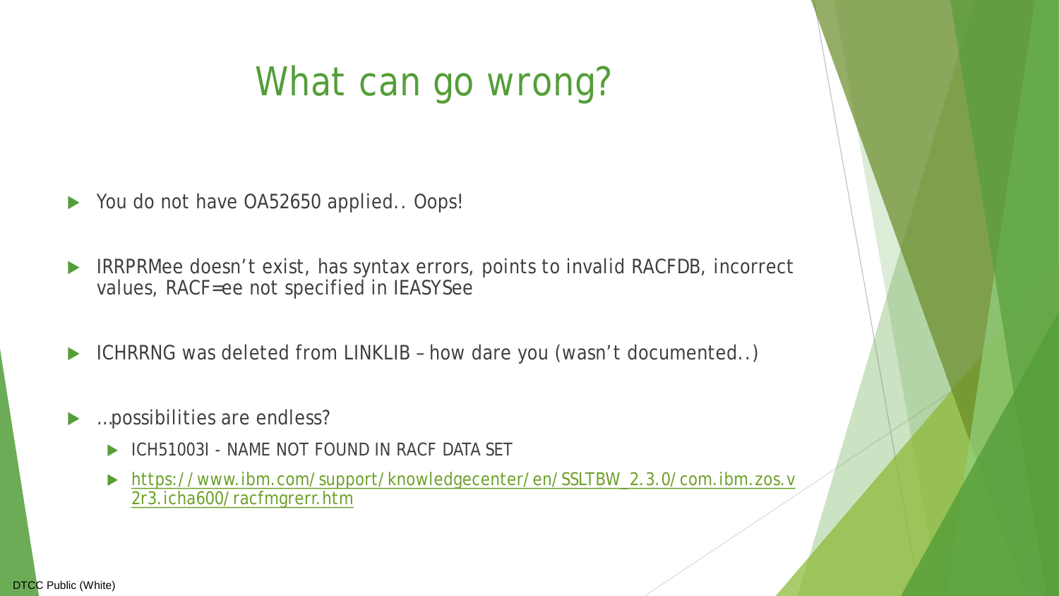# What can go wrong?

- You do not have OA52650 applied.. Oops!
- IRRPRMee doesn't exist, has syntax errors, points to invalid RACFDB, incorrect values, RACF=ee not specified in IEASYSee
- ICHRRNG was deleted from LINKLIB – how dare you (wasn't documented..)
- …possibilities are endless?
  - ICH51003I - NAME NOT FOUND IN RACF DATA SET
  - https://www.ibm.com/support/knowledgecenter/en/SSLTBW_2.3.0/com.ibm.zos.v2r3.icha600/racfmgrerr.htm

DTCC Public (White)